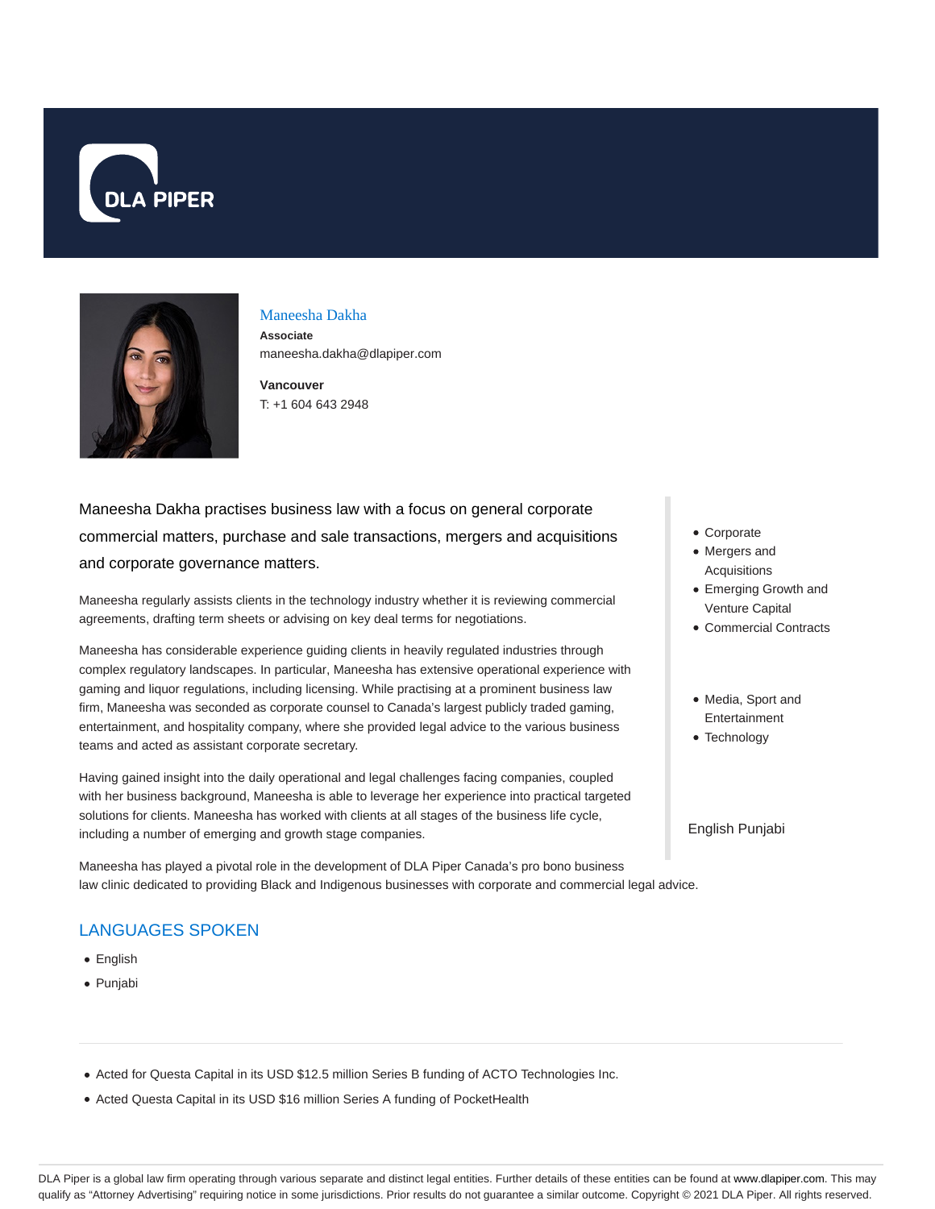# Maneesha Dakha

**Associate**

maneesha.dakha@dlapiper.com

**Vancouver**

T: +1 604 643 2948

Maneesha Dakha practises business law with a focus on general corporate commercial matters, purchase and sale transactions, mergers and acquisitions and corporate governance matters.

Maneesha regularly assists clients in the technology industry whether it is reviewing commercial agreements, drafting term sheets or advising on key deal terms for negotiations.

Maneesha has considerable experience guiding clients in heavily regulated industries through complex regulatory landscapes. In particular, Maneesha has extensive operational experience with gaming and liquor regulations, including licensing. While practising at a prominent business law firm, Maneesha was seconded as corporate counsel to Canada's largest publicly traded gaming, entertainment, and hospitality company, where she provided legal advice to the various business teams and acted as assistant corporate secretary.

Having gained insight into the daily operational and legal challenges facing companies, coupled with her business background, Maneesha is able to leverage her experience into practical targeted solutions for clients. Maneesha has worked with clients at all stages of the business life cycle, including a number of emerging and growth stage companies.

Maneesha has played a pivotal role in the development of DLA Piper Canada's pro bono business law clinic dedicated to providing Black and Indigenous businesses with corporate and commercial legal advice.

- Corporate
- Mergers and Acquisitions
- Emerging Growth and Venture Capital
- Commercial Contracts

- Media, Sport and Entertainment
- Technology

English Punjabi

## LANGUAGES SPOKEN

- English
- Punjabi

---

- Acted for Questa Capital in its USD $12.5 million Series B funding of ACTO Technologies Inc.
- Acted Questa Capital in its USD $16 million Series A funding of PocketHealth

DLA Piper is a global law firm operating through various separate and distinct legal entities. Further details of these entities can be found at www.dlapiper.com. This may qualify as "Attorney Advertising" requiring notice in some jurisdictions. Prior results do not guarantee a similar outcome. Copyright © 2021 DLA Piper. All rights reserved.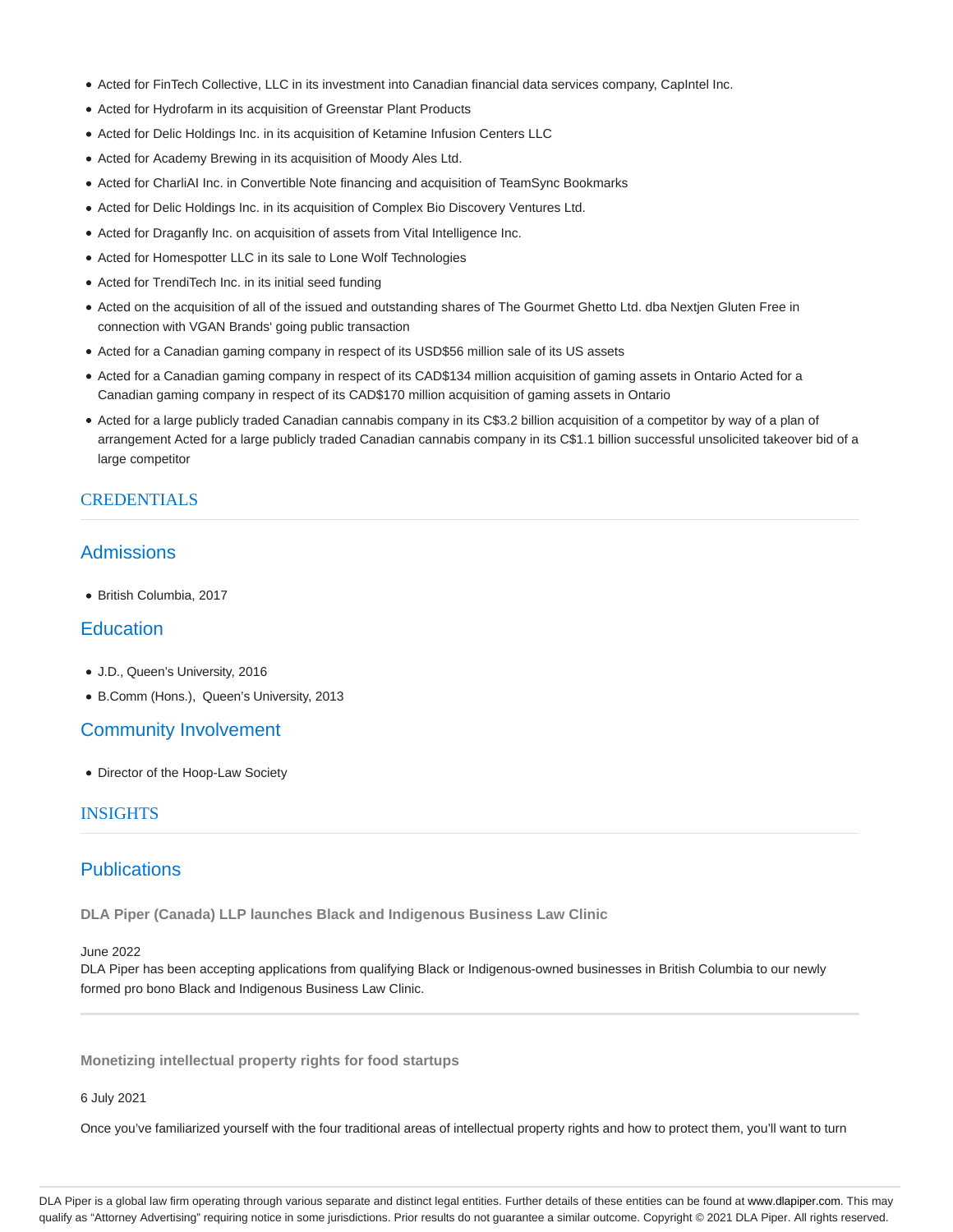- Acted for FinTech Collective, LLC in its investment into Canadian financial data services company, CapIntel Inc.
- Acted for Hydrofarm in its acquisition of Greenstar Plant Products
- Acted for Delic Holdings Inc. in its acquisition of Ketamine Infusion Centers LLC
- Acted for Academy Brewing in its acquisition of Moody Ales Ltd.
- Acted for CharliAI Inc. in Convertible Note financing and acquisition of TeamSync Bookmarks
- Acted for Delic Holdings Inc. in its acquisition of Complex Bio Discovery Ventures Ltd.
- Acted for Draganfly Inc. on acquisition of assets from Vital Intelligence Inc.
- Acted for Homespotter LLC in its sale to Lone Wolf Technologies
- Acted for TrendiTech Inc. in its initial seed funding
- Acted on the acquisition of all of the issued and outstanding shares of The Gourmet Ghetto Ltd. dba Nextjen Gluten Free in connection with VGAN Brands' going public transaction
- Acted for a Canadian gaming company in respect of its USD$56 million sale of its US assets
- Acted for a Canadian gaming company in respect of its CAD$134 million acquisition of gaming assets in Ontario Acted for a Canadian gaming company in respect of its CAD$170 million acquisition of gaming assets in Ontario
- Acted for a large publicly traded Canadian cannabis company in its C$3.2 billion acquisition of a competitor by way of a plan of arrangement Acted for a large publicly traded Canadian cannabis company in its C$1.1 billion successful unsolicited takeover bid of a large competitor

## CREDENTIALS

### Admissions

- British Columbia, 2017

### Education

- J.D., Queen's University, 2016
- B.Comm (Hons.), Queen's University, 2013

### Community Involvement

- Director of the Hoop-Law Society

## INSIGHTS

### Publications

**DLA Piper (Canada) LLP launches Black and Indigenous Business Law Clinic**

June 2022
DLA Piper has been accepting applications from qualifying Black or Indigenous-owned businesses in British Columbia to our newly formed pro bono Black and Indigenous Business Law Clinic.

**Monetizing intellectual property rights for food startups**

6 July 2021

Once you've familiarized yourself with the four traditional areas of intellectual property rights and how to protect them, you'll want to turn

DLA Piper is a global law firm operating through various separate and distinct legal entities. Further details of these entities can be found at www.dlapiper.com. This may qualify as "Attorney Advertising" requiring notice in some jurisdictions. Prior results do not guarantee a similar outcome. Copyright © 2021 DLA Piper. All rights reserved.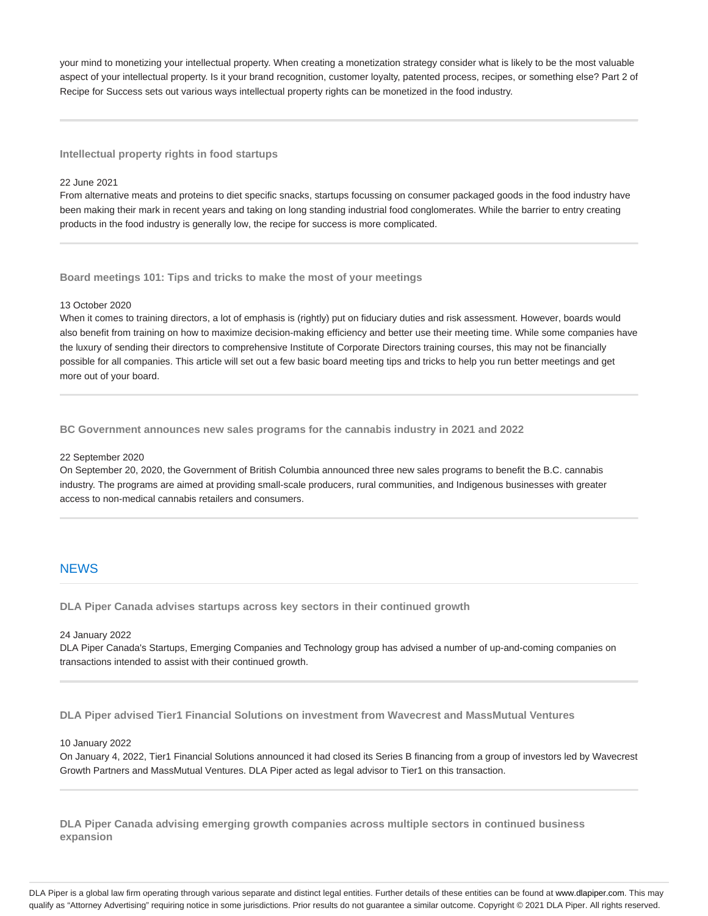your mind to monetizing your intellectual property. When creating a monetization strategy consider what is likely to be the most valuable aspect of your intellectual property. Is it your brand recognition, customer loyalty, patented process, recipes, or something else? Part 2 of Recipe for Success sets out various ways intellectual property rights can be monetized in the food industry.

---

**Intellectual property rights in food startups**

22 June 2021

From alternative meats and proteins to diet specific snacks, startups focussing on consumer packaged goods in the food industry have been making their mark in recent years and taking on long standing industrial food conglomerates. While the barrier to entry creating products in the food industry is generally low, the recipe for success is more complicated.

---

**Board meetings 101: Tips and tricks to make the most of your meetings**

13 October 2020

When it comes to training directors, a lot of emphasis is (rightly) put on fiduciary duties and risk assessment. However, boards would also benefit from training on how to maximize decision-making efficiency and better use their meeting time. While some companies have the luxury of sending their directors to comprehensive Institute of Corporate Directors training courses, this may not be financially possible for all companies. This article will set out a few basic board meeting tips and tricks to help you run better meetings and get more out of your board.

---

**BC Government announces new sales programs for the cannabis industry in 2021 and 2022**

22 September 2020

On September 20, 2020, the Government of British Columbia announced three new sales programs to benefit the B.C. cannabis industry. The programs are aimed at providing small-scale producers, rural communities, and Indigenous businesses with greater access to non-medical cannabis retailers and consumers.

---

## NEWS

**DLA Piper Canada advises startups across key sectors in their continued growth**

24 January 2022

DLA Piper Canada's Startups, Emerging Companies and Technology group has advised a number of up-and-coming companies on transactions intended to assist with their continued growth.

---

**DLA Piper advised Tier1 Financial Solutions on investment from Wavecrest and MassMutual Ventures**

10 January 2022

On January 4, 2022, Tier1 Financial Solutions announced it had closed its Series B financing from a group of investors led by Wavecrest Growth Partners and MassMutual Ventures. DLA Piper acted as legal advisor to Tier1 on this transaction.

---

**DLA Piper Canada advising emerging growth companies across multiple sectors in continued business expansion**

DLA Piper is a global law firm operating through various separate and distinct legal entities. Further details of these entities can be found at www.dlapiper.com. This may qualify as "Attorney Advertising" requiring notice in some jurisdictions. Prior results do not guarantee a similar outcome. Copyright © 2021 DLA Piper. All rights reserved.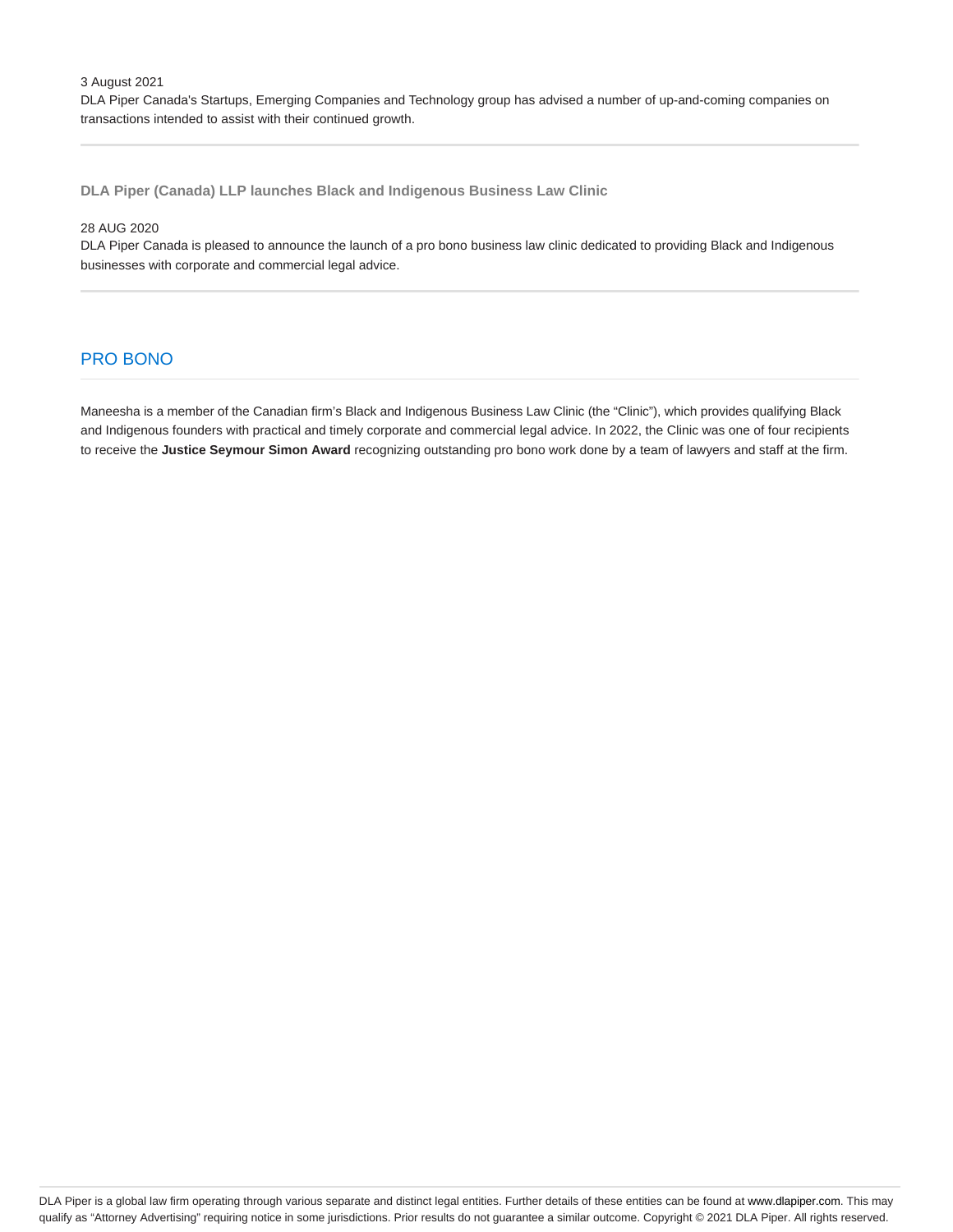3 August 2021

DLA Piper Canada's Startups, Emerging Companies and Technology group has advised a number of up-and-coming companies on transactions intended to assist with their continued growth.

---

**DLA Piper (Canada) LLP launches Black and Indigenous Business Law Clinic**

28 AUG 2020

DLA Piper Canada is pleased to announce the launch of a pro bono business law clinic dedicated to providing Black and Indigenous businesses with corporate and commercial legal advice.

---

## PRO BONO

Maneesha is a member of the Canadian firm's Black and Indigenous Business Law Clinic (the "Clinic"), which provides qualifying Black and Indigenous founders with practical and timely corporate and commercial legal advice. In 2022, the Clinic was one of four recipients to receive the **Justice Seymour Simon Award** recognizing outstanding pro bono work done by a team of lawyers and staff at the firm.

DLA Piper is a global law firm operating through various separate and distinct legal entities. Further details of these entities can be found at www.dlapiper.com. This may qualify as "Attorney Advertising" requiring notice in some jurisdictions. Prior results do not guarantee a similar outcome. Copyright © 2021 DLA Piper. All rights reserved.